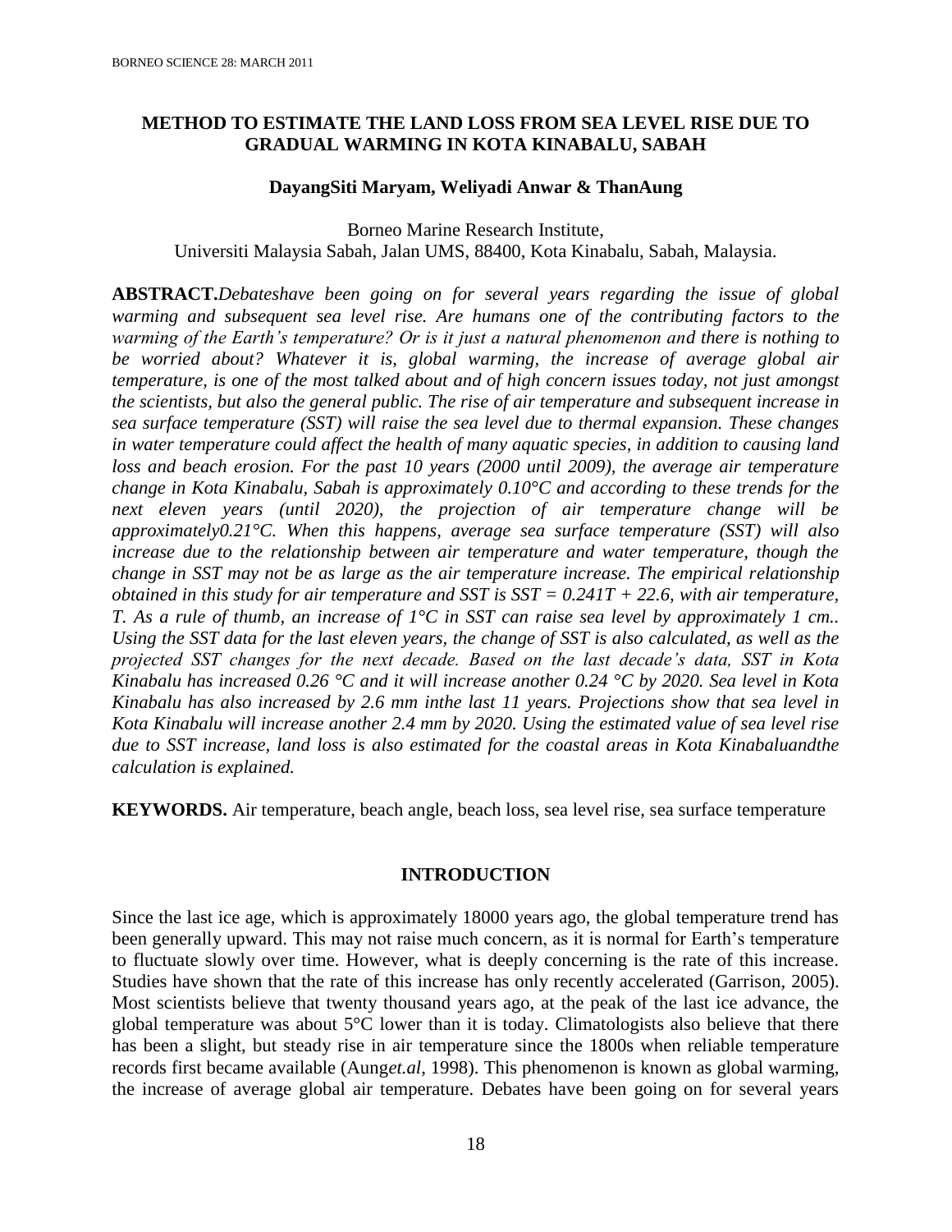# METHOD TO ESTIMATE THE LAND LOSS FROM SEA LEVEL RISE DUE TO GRADUAL WARMING IN KOTA KINABALU, SABAH

**DayangSiti Maryam, Weliyadi Anwar & ThanAung**

Borneo Marine Research Institute,
Universiti Malaysia Sabah, Jalan UMS, 88400, Kota Kinabalu, Sabah, Malaysia.

**ABSTRACT.** *Debateshave been going on for several years regarding the issue of global warming and subsequent sea level rise. Are humans one of the contributing factors to the warming of the Earth's temperature? Or is it just a natural phenomenon and there is nothing to be worried about? Whatever it is, global warming, the increase of average global air temperature, is one of the most talked about and of high concern issues today, not just amongst the scientists, but also the general public. The rise of air temperature and subsequent increase in sea surface temperature (SST) will raise the sea level due to thermal expansion. These changes in water temperature could affect the health of many aquatic species, in addition to causing land loss and beach erosion. For the past 10 years (2000 until 2009), the average air temperature change in Kota Kinabalu, Sabah is approximately 0.10°C and according to these trends for the next eleven years (until 2020), the projection of air temperature change will be approximately0.21°C. When this happens, average sea surface temperature (SST) will also increase due to the relationship between air temperature and water temperature, though the change in SST may not be as large as the air temperature increase. The empirical relationship obtained in this study for air temperature and SST is $SST = 0.241T + 22.6$, with air temperature, T. As a rule of thumb, an increase of 1°C in SST can raise sea level by approximately 1 cm.. Using the SST data for the last eleven years, the change of SST is also calculated, as well as the projected SST changes for the next decade. Based on the last decade's data, SST in Kota Kinabalu has increased 0.26 °C and it will increase another 0.24 °C by 2020. Sea level in Kota Kinabalu has also increased by 2.6 mm inthe last 11 years. Projections show that sea level in Kota Kinabalu will increase another 2.4 mm by 2020. Using the estimated value of sea level rise due to SST increase, land loss is also estimated for the coastal areas in Kota Kinabaluandthe calculation is explained.*

**KEYWORDS.** Air temperature, beach angle, beach loss, sea level rise, sea surface temperature

## INTRODUCTION

Since the last ice age, which is approximately 18000 years ago, the global temperature trend has been generally upward. This may not raise much concern, as it is normal for Earth's temperature to fluctuate slowly over time. However, what is deeply concerning is the rate of this increase. Studies have shown that the rate of this increase has only recently accelerated (Garrison, 2005). Most scientists believe that twenty thousand years ago, at the peak of the last ice advance, the global temperature was about 5°C lower than it is today. Climatologists also believe that there has been a slight, but steady rise in air temperature since the 1800s when reliable temperature records first became available (Aung*et.al*, 1998). This phenomenon is known as global warming, the increase of average global air temperature. Debates have been going on for several years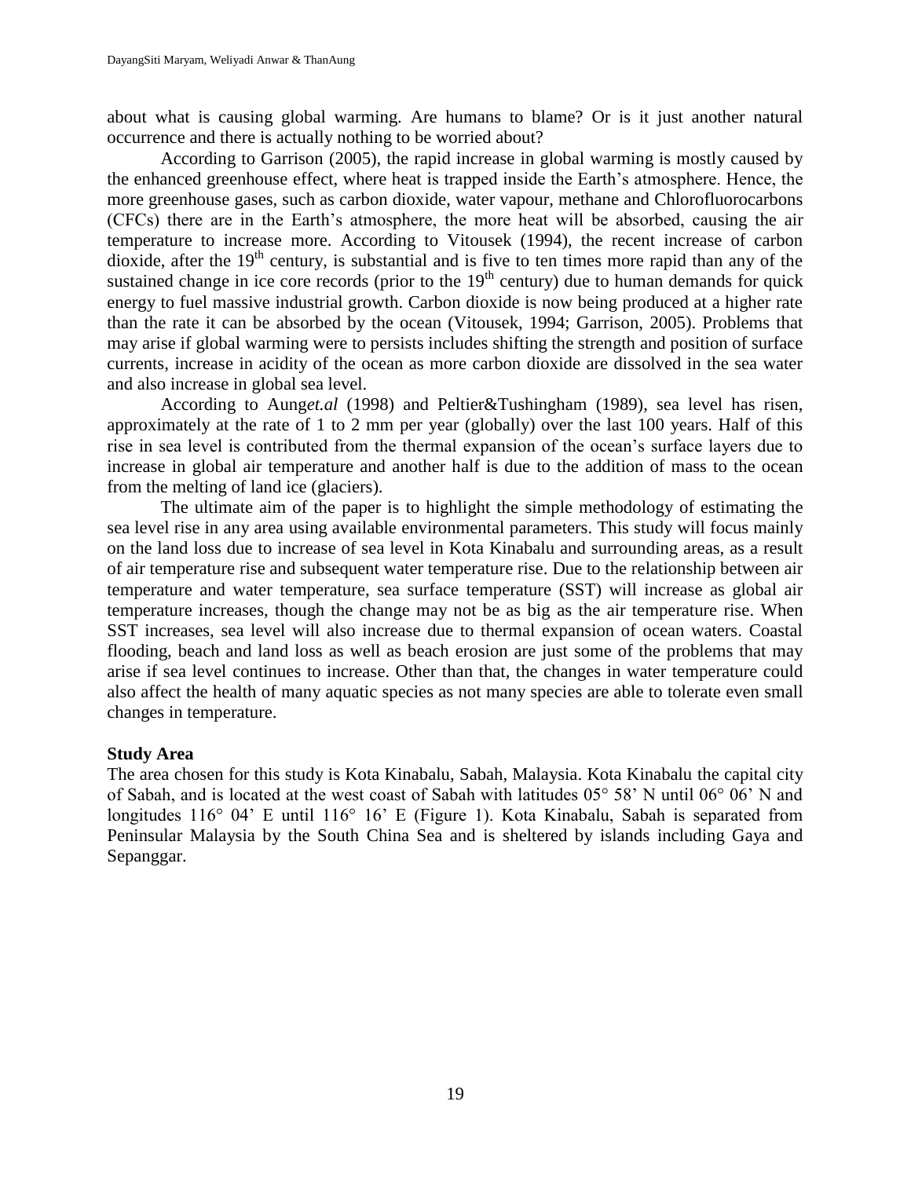about what is causing global warming. Are humans to blame? Or is it just another natural occurrence and there is actually nothing to be worried about?

According to Garrison (2005), the rapid increase in global warming is mostly caused by the enhanced greenhouse effect, where heat is trapped inside the Earth's atmosphere. Hence, the more greenhouse gases, such as carbon dioxide, water vapour, methane and Chlorofluorocarbons (CFCs) there are in the Earth's atmosphere, the more heat will be absorbed, causing the air temperature to increase more. According to Vitousek (1994), the recent increase of carbon dioxide, after the $19^{th}$ century, is substantial and is five to ten times more rapid than any of the sustained change in ice core records (prior to the $19^{th}$ century) due to human demands for quick energy to fuel massive industrial growth. Carbon dioxide is now being produced at a higher rate than the rate it can be absorbed by the ocean (Vitousek, 1994; Garrison, 2005). Problems that may arise if global warming were to persists includes shifting the strength and position of surface currents, increase in acidity of the ocean as more carbon dioxide are dissolved in the sea water and also increase in global sea level.

According to Aung*et.al* (1998) and Peltier&Tushingham (1989), sea level has risen, approximately at the rate of 1 to 2 mm per year (globally) over the last 100 years. Half of this rise in sea level is contributed from the thermal expansion of the ocean's surface layers due to increase in global air temperature and another half is due to the addition of mass to the ocean from the melting of land ice (glaciers).

The ultimate aim of the paper is to highlight the simple methodology of estimating the sea level rise in any area using available environmental parameters. This study will focus mainly on the land loss due to increase of sea level in Kota Kinabalu and surrounding areas, as a result of air temperature rise and subsequent water temperature rise. Due to the relationship between air temperature and water temperature, sea surface temperature (SST) will increase as global air temperature increases, though the change may not be as big as the air temperature rise. When SST increases, sea level will also increase due to thermal expansion of ocean waters. Coastal flooding, beach and land loss as well as beach erosion are just some of the problems that may arise if sea level continues to increase. Other than that, the changes in water temperature could also affect the health of many aquatic species as not many species are able to tolerate even small changes in temperature.

**Study Area**

The area chosen for this study is Kota Kinabalu, Sabah, Malaysia. Kota Kinabalu the capital city of Sabah, and is located at the west coast of Sabah with latitudes 05° 58' N until 06° 06' N and longitudes 116° 04' E until 116° 16' E (Figure 1). Kota Kinabalu, Sabah is separated from Peninsular Malaysia by the South China Sea and is sheltered by islands including Gaya and Sepanggar.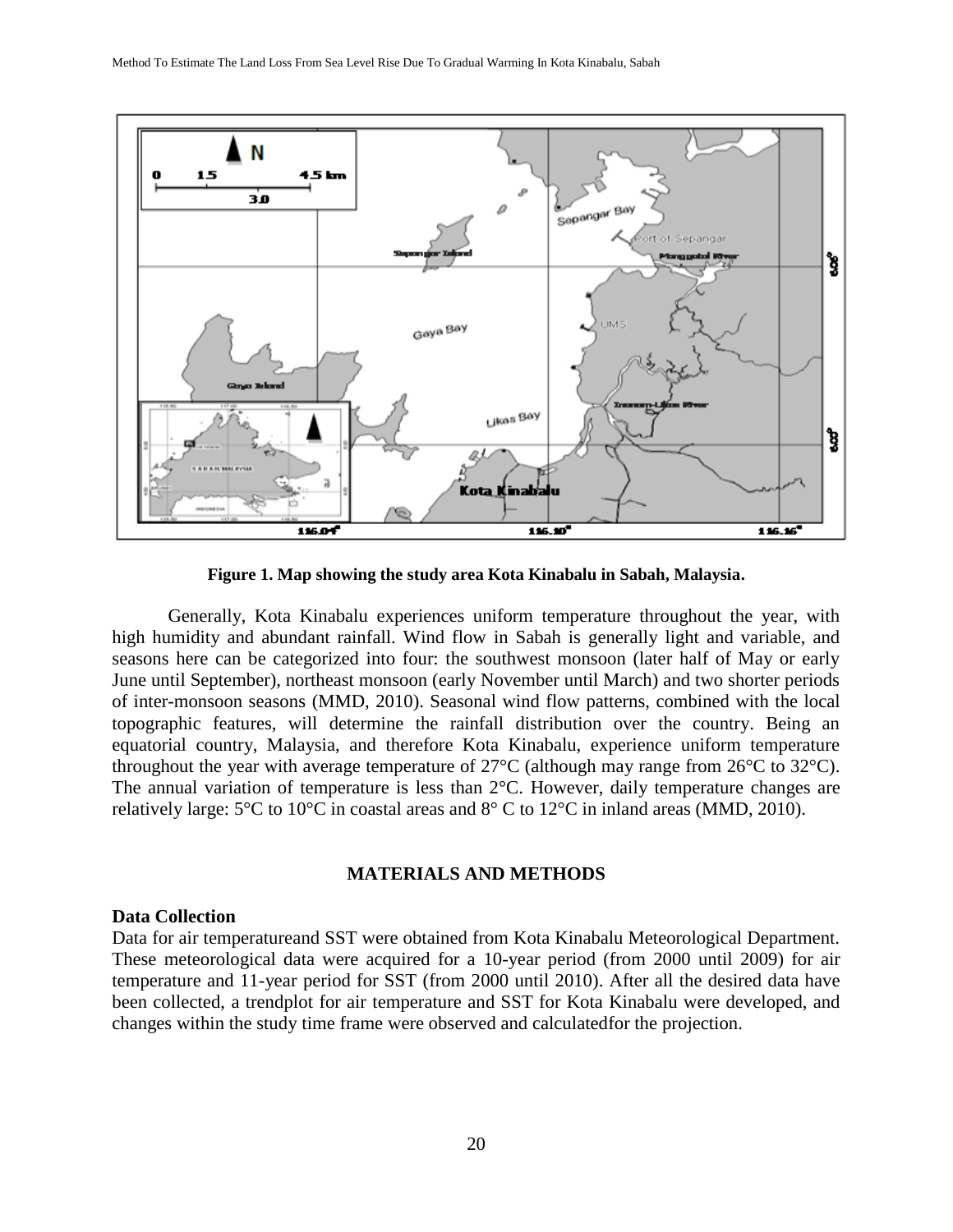**Figure 1. Map showing the study area Kota Kinabalu in Sabah, Malaysia.**

Generally, Kota Kinabalu experiences uniform temperature throughout the year, with high humidity and abundant rainfall. Wind flow in Sabah is generally light and variable, and seasons here can be categorized into four: the southwest monsoon (later half of May or early June until September), northeast monsoon (early November until March) and two shorter periods of inter-monsoon seasons (MMD, 2010). Seasonal wind flow patterns, combined with the local topographic features, will determine the rainfall distribution over the country. Being an equatorial country, Malaysia, and therefore Kota Kinabalu, experience uniform temperature throughout the year with average temperature of 27°C (although may range from 26°C to 32°C). The annual variation of temperature is less than 2°C. However, daily temperature changes are relatively large: 5°C to 10°C in coastal areas and 8° C to 12°C in inland areas (MMD, 2010).

## MATERIALS AND METHODS

### Data Collection

Data for air temperatureand SST were obtained from Kota Kinabalu Meteorological Department. These meteorological data were acquired for a 10-year period (from 2000 until 2009) for air temperature and 11-year period for SST (from 2000 until 2010). After all the desired data have been collected, a trendplot for air temperature and SST for Kota Kinabalu were developed, and changes within the study time frame were observed and calculatedfor the projection.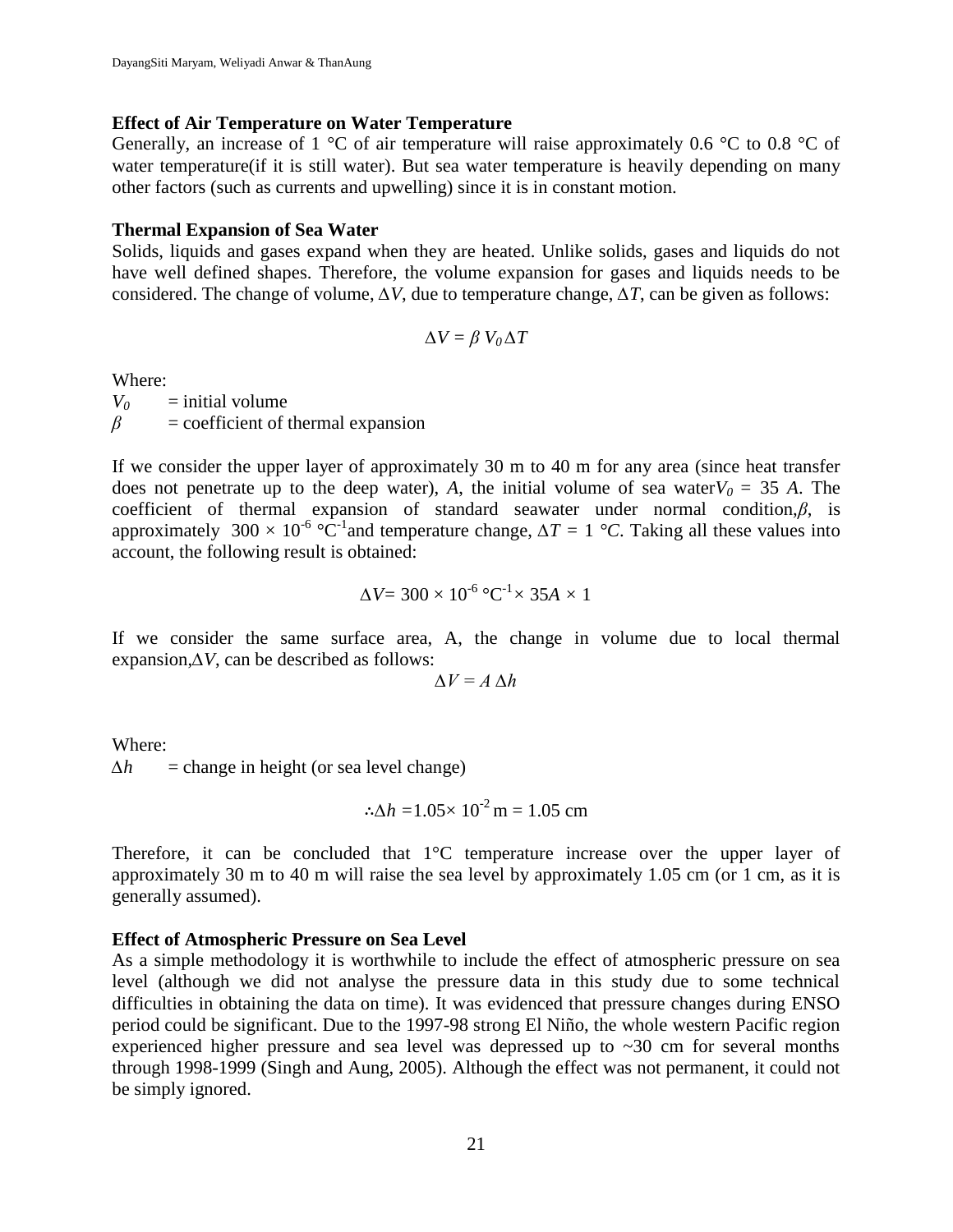### Effect of Air Temperature on Water Temperature

Generally, an increase of 1 °C of air temperature will raise approximately 0.6 °C to 0.8 °C of water temperature(if it is still water). But sea water temperature is heavily depending on many other factors (such as currents and upwelling) since it is in constant motion.

### Thermal Expansion of Sea Water

Solids, liquids and gases expand when they are heated. Unlike solids, gases and liquids do not have well defined shapes. Therefore, the volume expansion for gases and liquids needs to be considered. The change of volume, $\Delta V$, due to temperature change, $\Delta T$, can be given as follows:

$$\Delta V = \beta \, V_0 \Delta T$$

Where:

$V_0$ = initial volume

$\beta$ = coefficient of thermal expansion

If we consider the upper layer of approximately 30 m to 40 m for any area (since heat transfer does not penetrate up to the deep water), $A$, the initial volume of sea water $V_0 = 35\ A$. The coefficient of thermal expansion of standard seawater under normal condition, $\beta$, is approximately $300 \times 10^{-6}\ °C^{-1}$ and temperature change, $\Delta T = 1\ °C$. Taking all these values into account, the following result is obtained:

$$\Delta V = 300 \times 10^{-6}\ °C^{-1} \times 35A \times 1$$

If we consider the same surface area, A, the change in volume due to local thermal expansion, $\Delta V$, can be described as follows:

$$\Delta V = A\ \Delta h$$

Where:

$\Delta h$ = change in height (or sea level change)

$$\therefore \Delta h = 1.05 \times 10^{-2}\ \text{m} = 1.05\ \text{cm}$$

Therefore, it can be concluded that 1°C temperature increase over the upper layer of approximately 30 m to 40 m will raise the sea level by approximately 1.05 cm (or 1 cm, as it is generally assumed).

### Effect of Atmospheric Pressure on Sea Level

As a simple methodology it is worthwhile to include the effect of atmospheric pressure on sea level (although we did not analyse the pressure data in this study due to some technical difficulties in obtaining the data on time). It was evidenced that pressure changes during ENSO period could be significant. Due to the 1997-98 strong El Niño, the whole western Pacific region experienced higher pressure and sea level was depressed up to ~30 cm for several months through 1998-1999 (Singh and Aung, 2005). Although the effect was not permanent, it could not be simply ignored.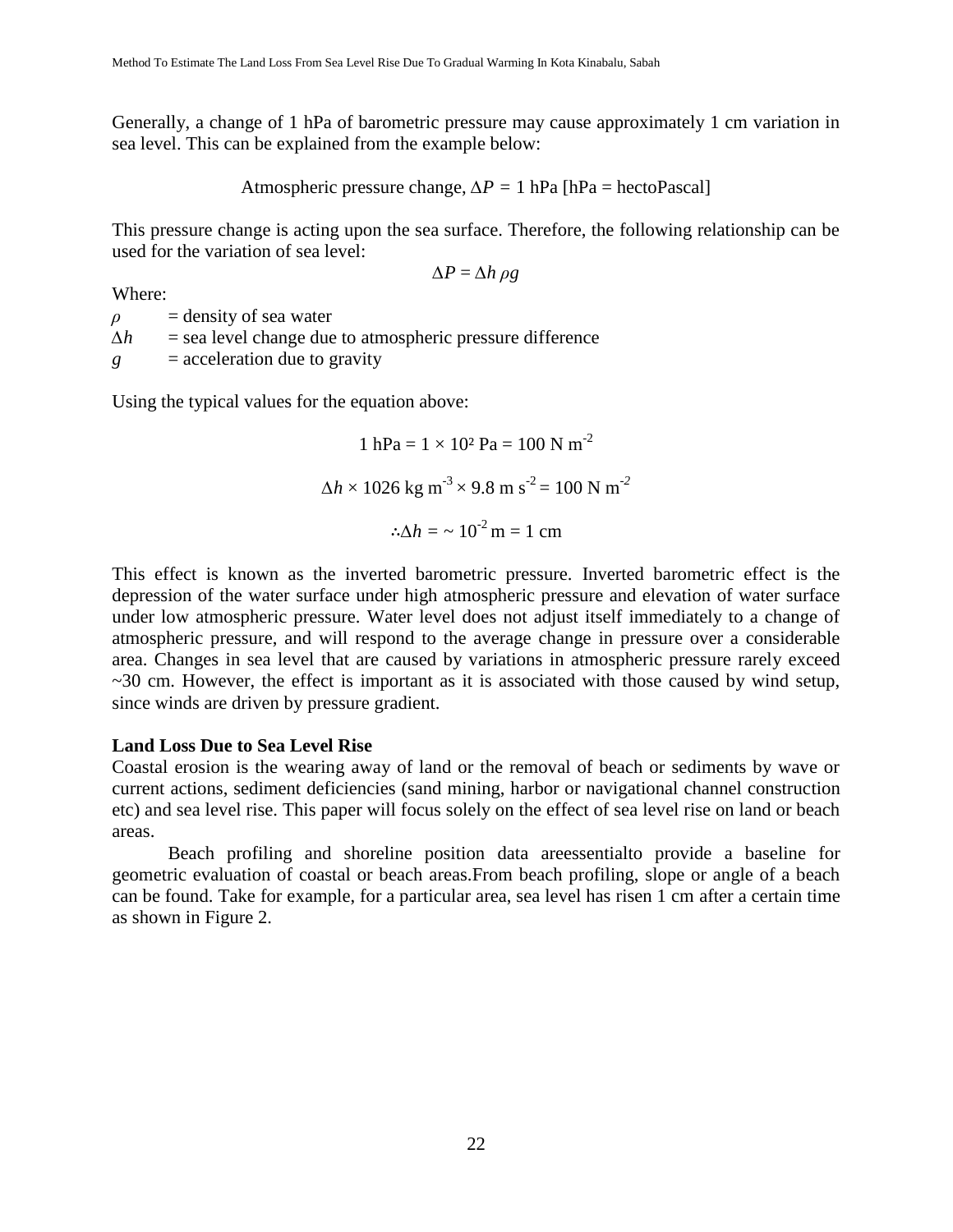Generally, a change of 1 hPa of barometric pressure may cause approximately 1 cm variation in sea level. This can be explained from the example below:

$$\text{Atmospheric pressure change, } \Delta P = 1 \text{ hPa [hPa = hectoPascal]}$$

This pressure change is acting upon the sea surface. Therefore, the following relationship can be used for the variation of sea level:

$$\Delta P = \Delta h \, \rho g$$

Where:

$\rho$ = density of sea water
$\Delta h$ = sea level change due to atmospheric pressure difference
$g$ = acceleration due to gravity

Using the typical values for the equation above:

$$1 \text{ hPa} = 1 \times 10^2 \text{ Pa} = 100 \text{ N m}^{-2}$$

$$\Delta h \times 1026 \text{ kg m}^{-3} \times 9.8 \text{ m s}^{-2} = 100 \text{ N m}^{-2}$$

$$\therefore \Delta h = \sim 10^{-2} \text{ m} = 1 \text{ cm}$$

This effect is known as the inverted barometric pressure. Inverted barometric effect is the depression of the water surface under high atmospheric pressure and elevation of water surface under low atmospheric pressure. Water level does not adjust itself immediately to a change of atmospheric pressure, and will respond to the average change in pressure over a considerable area. Changes in sea level that are caused by variations in atmospheric pressure rarely exceed ~30 cm. However, the effect is important as it is associated with those caused by wind setup, since winds are driven by pressure gradient.

**Land Loss Due to Sea Level Rise**

Coastal erosion is the wearing away of land or the removal of beach or sediments by wave or current actions, sediment deficiencies (sand mining, harbor or navigational channel construction etc) and sea level rise. This paper will focus solely on the effect of sea level rise on land or beach areas.

Beach profiling and shoreline position data areessentialto provide a baseline for geometric evaluation of coastal or beach areas.From beach profiling, slope or angle of a beach can be found. Take for example, for a particular area, sea level has risen 1 cm after a certain time as shown in Figure 2.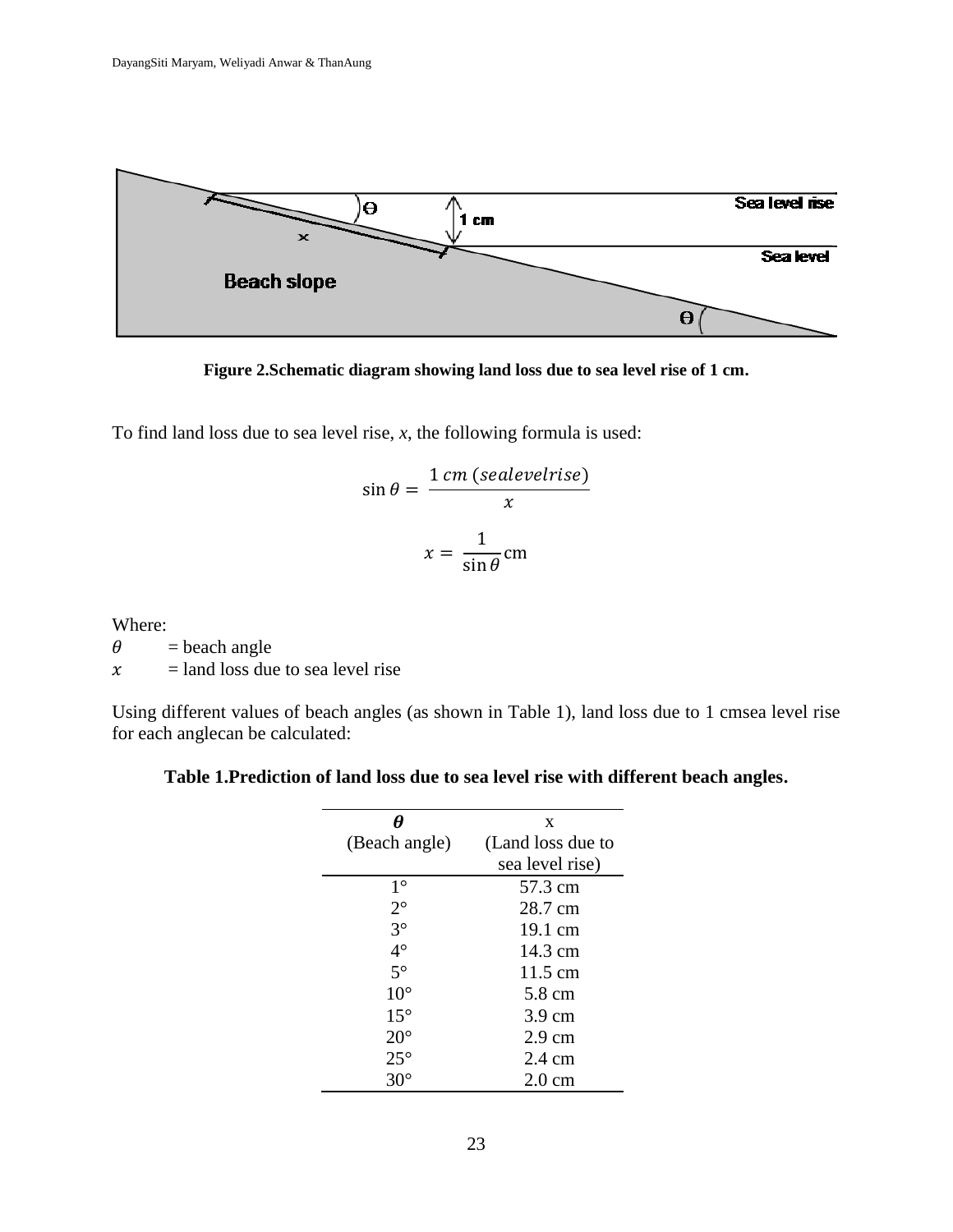**Figure 2.Schematic diagram showing land loss due to sea level rise of 1 cm.**

To find land loss due to sea level rise, *x*, the following formula is used:

$$\sin\theta = \frac{1\ cm\ (sealevelrise)}{x}$$

$$x = \frac{1}{\sin\theta}\text{cm}$$

Where:

$\theta$ = beach angle

$x$ = land loss due to sea level rise

Using different values of beach angles (as shown in Table 1), land loss due to 1 cmsea level rise for each anglecan be calculated:

**Table 1.Prediction of land loss due to sea level rise with different beach angles.**

| $\theta$ (Beach angle) | x (Land loss due to sea level rise) |
|---|---|
| 1° | 57.3 cm |
| 2° | 28.7 cm |
| 3° | 19.1 cm |
| 4° | 14.3 cm |
| 5° | 11.5 cm |
| 10° | 5.8 cm |
| 15° | 3.9 cm |
| 20° | 2.9 cm |
| 25° | 2.4 cm |
| 30° | 2.0 cm |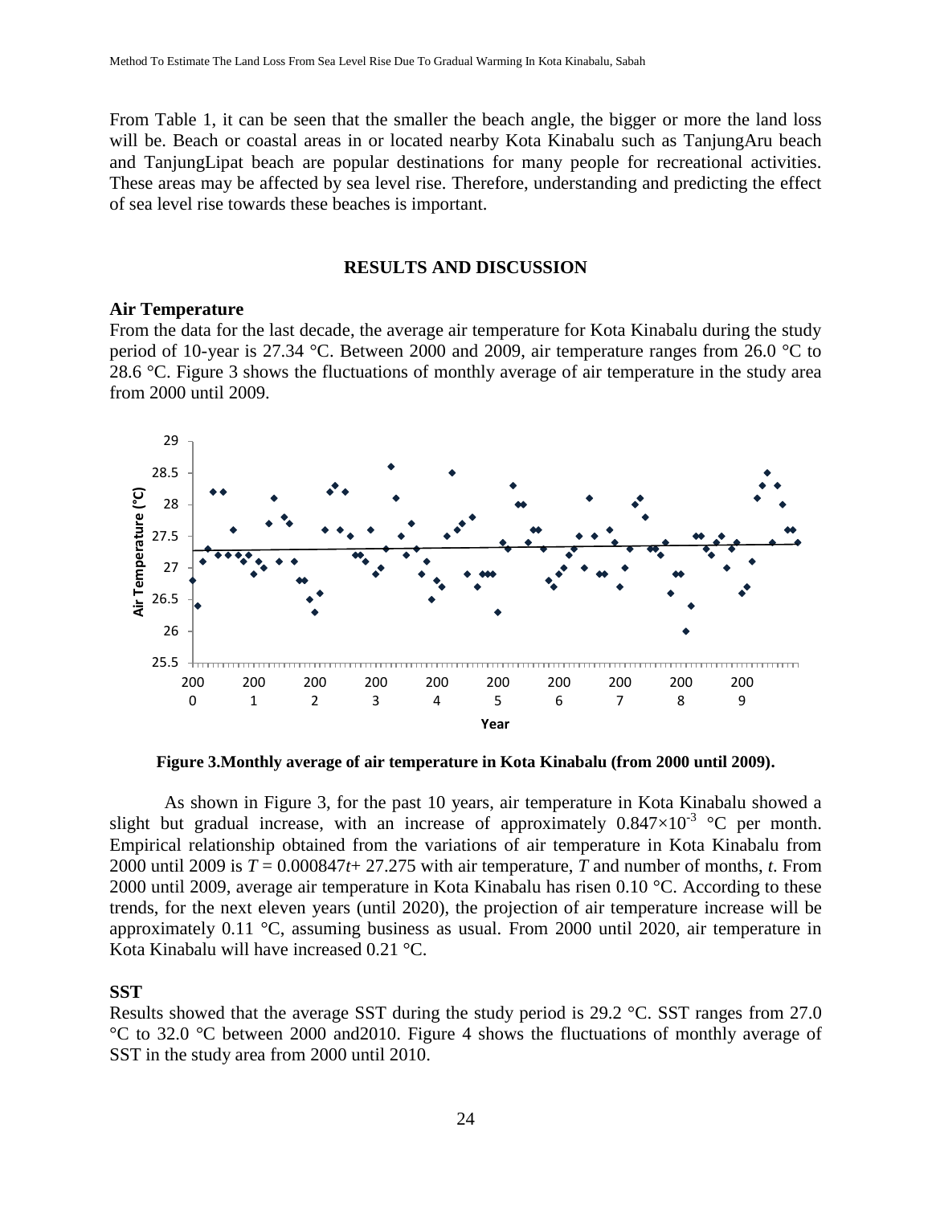From Table 1, it can be seen that the smaller the beach angle, the bigger or more the land loss will be. Beach or coastal areas in or located nearby Kota Kinabalu such as TanjungAru beach and TanjungLipat beach are popular destinations for many people for recreational activities. These areas may be affected by sea level rise. Therefore, understanding and predicting the effect of sea level rise towards these beaches is important.

## RESULTS AND DISCUSSION

### Air Temperature

From the data for the last decade, the average air temperature for Kota Kinabalu during the study period of 10-year is 27.34 °C. Between 2000 and 2009, air temperature ranges from 26.0 °C to 28.6 °C. Figure 3 shows the fluctuations of monthly average of air temperature in the study area from 2000 until 2009.

**Figure 3.Monthly average of air temperature in Kota Kinabalu (from 2000 until 2009).**

As shown in Figure 3, for the past 10 years, air temperature in Kota Kinabalu showed a slight but gradual increase, with an increase of approximately $0.847\times10^{-3}$ °C per month. Empirical relationship obtained from the variations of air temperature in Kota Kinabalu from 2000 until 2009 is $T = 0.000847t + 27.275$ with air temperature, $T$ and number of months, $t$. From 2000 until 2009, average air temperature in Kota Kinabalu has risen 0.10 °C. According to these trends, for the next eleven years (until 2020), the projection of air temperature increase will be approximately 0.11 °C, assuming business as usual. From 2000 until 2020, air temperature in Kota Kinabalu will have increased 0.21 °C.

### SST

Results showed that the average SST during the study period is 29.2 °C. SST ranges from 27.0 °C to 32.0 °C between 2000 and2010. Figure 4 shows the fluctuations of monthly average of SST in the study area from 2000 until 2010.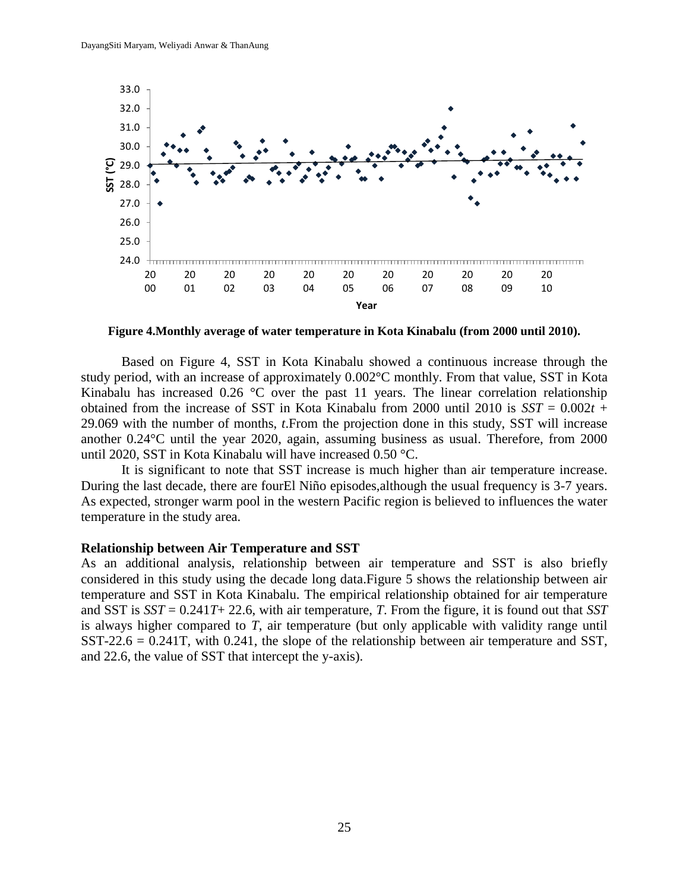**Figure 4.Monthly average of water temperature in Kota Kinabalu (from 2000 until 2010).**

Based on Figure 4, SST in Kota Kinabalu showed a continuous increase through the study period, with an increase of approximately 0.002°C monthly. From that value, SST in Kota Kinabalu has increased 0.26 °C over the past 11 years. The linear correlation relationship obtained from the increase of SST in Kota Kinabalu from 2000 until 2010 is $SST = 0.002t + 29.069$ with the number of months, *t*.From the projection done in this study, SST will increase another 0.24°C until the year 2020, again, assuming business as usual. Therefore, from 2000 until 2020, SST in Kota Kinabalu will have increased 0.50 °C.

It is significant to note that SST increase is much higher than air temperature increase. During the last decade, there are fourEl Niño episodes,although the usual frequency is 3-7 years. As expected, stronger warm pool in the western Pacific region is believed to influences the water temperature in the study area.

**Relationship between Air Temperature and SST**

As an additional analysis, relationship between air temperature and SST is also briefly considered in this study using the decade long data.Figure 5 shows the relationship between air temperature and SST in Kota Kinabalu. The empirical relationship obtained for air temperature and SST is $SST = 0.241T + 22.6$, with air temperature, *T*. From the figure, it is found out that *SST* is always higher compared to *T*, air temperature (but only applicable with validity range until $SST-22.6 = 0.241T$, with 0.241, the slope of the relationship between air temperature and SST, and 22.6, the value of SST that intercept the y-axis).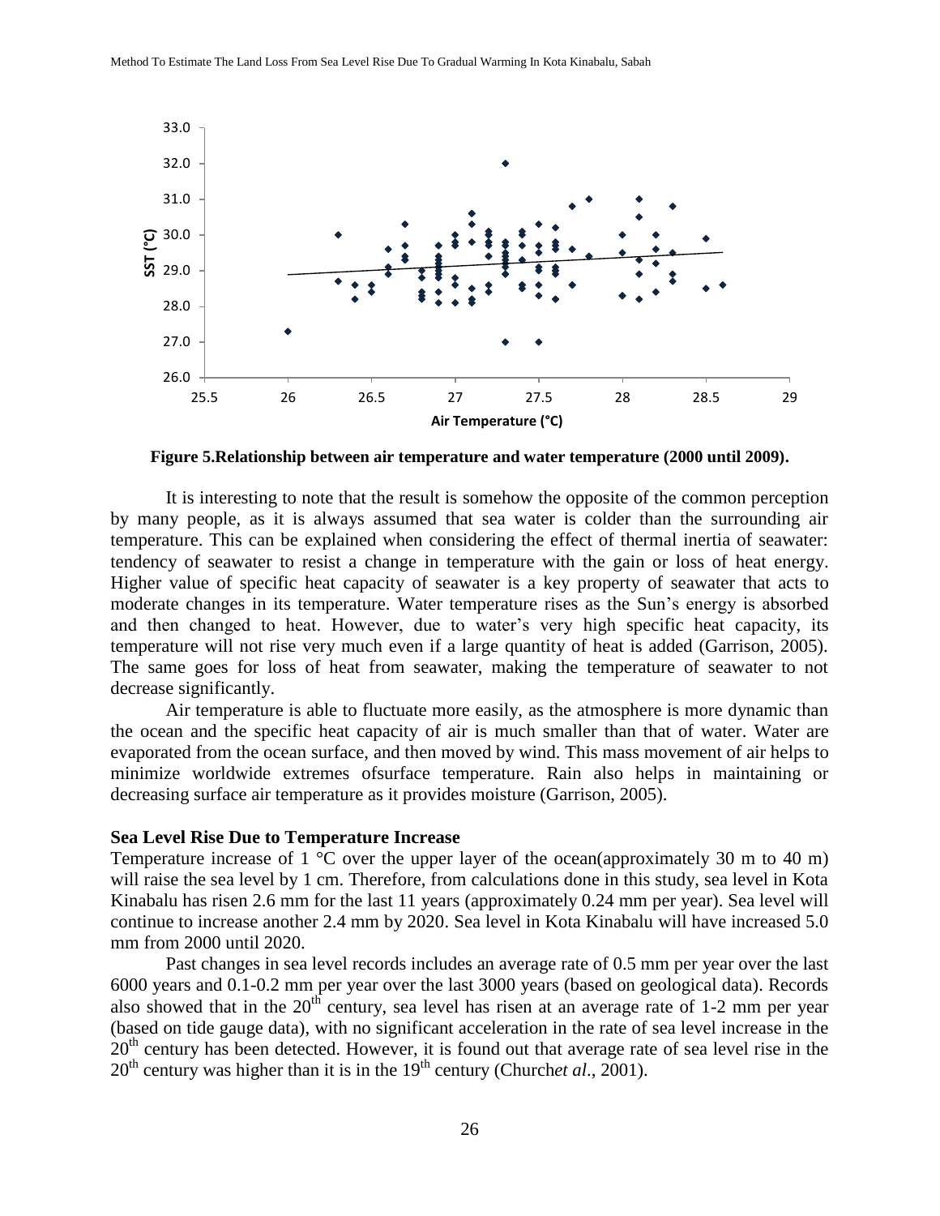Figure 5.Relationship between air temperature and water temperature (2000 until 2009).

It is interesting to note that the result is somehow the opposite of the common perception by many people, as it is always assumed that sea water is colder than the surrounding air temperature. This can be explained when considering the effect of thermal inertia of seawater: tendency of seawater to resist a change in temperature with the gain or loss of heat energy. Higher value of specific heat capacity of seawater is a key property of seawater that acts to moderate changes in its temperature. Water temperature rises as the Sun's energy is absorbed and then changed to heat. However, due to water's very high specific heat capacity, its temperature will not rise very much even if a large quantity of heat is added (Garrison, 2005). The same goes for loss of heat from seawater, making the temperature of seawater to not decrease significantly.

Air temperature is able to fluctuate more easily, as the atmosphere is more dynamic than the ocean and the specific heat capacity of air is much smaller than that of water. Water are evaporated from the ocean surface, and then moved by wind. This mass movement of air helps to minimize worldwide extremes ofsurface temperature. Rain also helps in maintaining or decreasing surface air temperature as it provides moisture (Garrison, 2005).

**Sea Level Rise Due to Temperature Increase**

Temperature increase of 1 °C over the upper layer of the ocean(approximately 30 m to 40 m) will raise the sea level by 1 cm. Therefore, from calculations done in this study, sea level in Kota Kinabalu has risen 2.6 mm for the last 11 years (approximately 0.24 mm per year). Sea level will continue to increase another 2.4 mm by 2020. Sea level in Kota Kinabalu will have increased 5.0 mm from 2000 until 2020.

Past changes in sea level records includes an average rate of 0.5 mm per year over the last 6000 years and 0.1-0.2 mm per year over the last 3000 years (based on geological data). Records also showed that in the 20th century, sea level has risen at an average rate of 1-2 mm per year (based on tide gauge data), with no significant acceleration in the rate of sea level increase in the 20th century has been detected. However, it is found out that average rate of sea level rise in the 20th century was higher than it is in the 19th century (Church*et al*., 2001).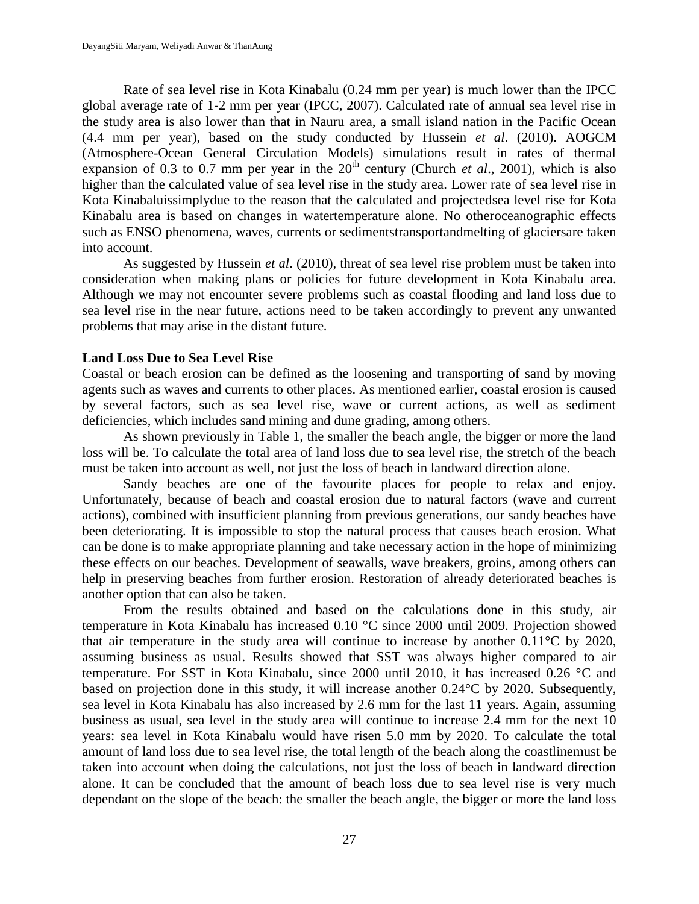Rate of sea level rise in Kota Kinabalu (0.24 mm per year) is much lower than the IPCC global average rate of 1-2 mm per year (IPCC, 2007). Calculated rate of annual sea level rise in the study area is also lower than that in Nauru area, a small island nation in the Pacific Ocean (4.4 mm per year), based on the study conducted by Hussein *et al*. (2010). AOGCM (Atmosphere-Ocean General Circulation Models) simulations result in rates of thermal expansion of 0.3 to 0.7 mm per year in the 20$^{th}$ century (Church *et al*., 2001), which is also higher than the calculated value of sea level rise in the study area. Lower rate of sea level rise in Kota Kinabaluissimplydue to the reason that the calculated and projectedsea level rise for Kota Kinabalu area is based on changes in watertemperature alone. No otheroceanographic effects such as ENSO phenomena, waves, currents or sedimentstransportandmelting of glaciersare taken into account.

As suggested by Hussein *et al*. (2010), threat of sea level rise problem must be taken into consideration when making plans or policies for future development in Kota Kinabalu area. Although we may not encounter severe problems such as coastal flooding and land loss due to sea level rise in the near future, actions need to be taken accordingly to prevent any unwanted problems that may arise in the distant future.

**Land Loss Due to Sea Level Rise**

Coastal or beach erosion can be defined as the loosening and transporting of sand by moving agents such as waves and currents to other places. As mentioned earlier, coastal erosion is caused by several factors, such as sea level rise, wave or current actions, as well as sediment deficiencies, which includes sand mining and dune grading, among others.

As shown previously in Table 1, the smaller the beach angle, the bigger or more the land loss will be. To calculate the total area of land loss due to sea level rise, the stretch of the beach must be taken into account as well, not just the loss of beach in landward direction alone.

Sandy beaches are one of the favourite places for people to relax and enjoy. Unfortunately, because of beach and coastal erosion due to natural factors (wave and current actions), combined with insufficient planning from previous generations, our sandy beaches have been deteriorating. It is impossible to stop the natural process that causes beach erosion. What can be done is to make appropriate planning and take necessary action in the hope of minimizing these effects on our beaches. Development of seawalls, wave breakers, groins, among others can help in preserving beaches from further erosion. Restoration of already deteriorated beaches is another option that can also be taken.

From the results obtained and based on the calculations done in this study, air temperature in Kota Kinabalu has increased 0.10 °C since 2000 until 2009. Projection showed that air temperature in the study area will continue to increase by another 0.11°C by 2020, assuming business as usual. Results showed that SST was always higher compared to air temperature. For SST in Kota Kinabalu, since 2000 until 2010, it has increased 0.26 °C and based on projection done in this study, it will increase another 0.24°C by 2020. Subsequently, sea level in Kota Kinabalu has also increased by 2.6 mm for the last 11 years. Again, assuming business as usual, sea level in the study area will continue to increase 2.4 mm for the next 10 years: sea level in Kota Kinabalu would have risen 5.0 mm by 2020. To calculate the total amount of land loss due to sea level rise, the total length of the beach along the coastlinemust be taken into account when doing the calculations, not just the loss of beach in landward direction alone. It can be concluded that the amount of beach loss due to sea level rise is very much dependant on the slope of the beach: the smaller the beach angle, the bigger or more the land loss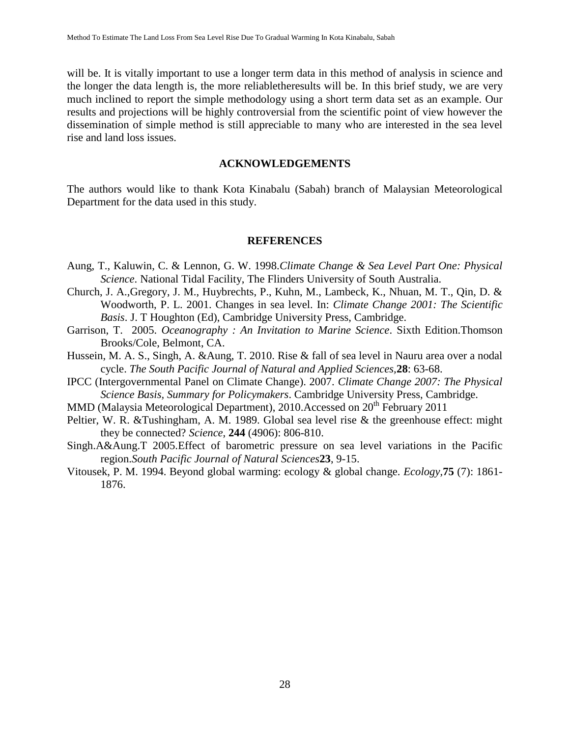will be. It is vitally important to use a longer term data in this method of analysis in science and the longer the data length is, the more reliabletheresults will be. In this brief study, we are very much inclined to report the simple methodology using a short term data set as an example. Our results and projections will be highly controversial from the scientific point of view however the dissemination of simple method is still appreciable to many who are interested in the sea level rise and land loss issues.

## ACKNOWLEDGEMENTS

The authors would like to thank Kota Kinabalu (Sabah) branch of Malaysian Meteorological Department for the data used in this study.

## REFERENCES

Aung, T., Kaluwin, C. & Lennon, G. W. 1998.*Climate Change & Sea Level Part One: Physical Science*. National Tidal Facility, The Flinders University of South Australia.

Church, J. A.,Gregory, J. M., Huybrechts, P., Kuhn, M., Lambeck, K., Nhuan, M. T., Qin, D. & Woodworth, P. L. 2001. Changes in sea level. In: *Climate Change 2001: The Scientific Basis*. J. T Houghton (Ed), Cambridge University Press, Cambridge.

Garrison, T. 2005. *Oceanography : An Invitation to Marine Science*. Sixth Edition.Thomson Brooks/Cole, Belmont, CA.

Hussein, M. A. S., Singh, A. &Aung, T. 2010. Rise & fall of sea level in Nauru area over a nodal cycle. *The South Pacific Journal of Natural and Applied Sciences*,**28**: 63-68.

IPCC (Intergovernmental Panel on Climate Change). 2007. *Climate Change 2007: The Physical Science Basis, Summary for Policymakers*. Cambridge University Press, Cambridge.

MMD (Malaysia Meteorological Department), 2010.Accessed on 20th February 2011

Peltier, W. R. &Tushingham, A. M. 1989. Global sea level rise & the greenhouse effect: might they be connected? *Science*, **244** (4906): 806-810.

Singh.A&Aung.T 2005.Effect of barometric pressure on sea level variations in the Pacific region.*South Pacific Journal of Natural Sciences***23**, 9-15.

Vitousek, P. M. 1994. Beyond global warming: ecology & global change. *Ecology*,**75** (7): 1861-1876.